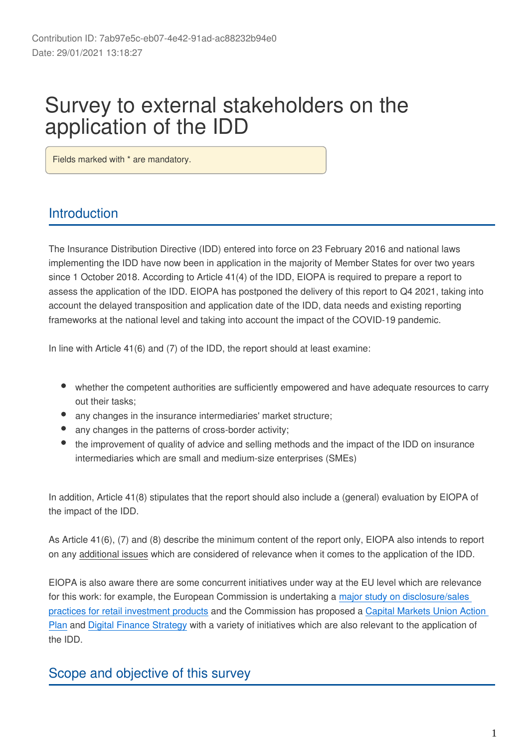Contribution ID: 7ab97e5c-eb07-4e42-91ad-ac88232b94e0
Date: 29/01/2021 13:18:27

# Survey to external stakeholders on the application of the IDD

Fields marked with * are mandatory.

## Introduction

The Insurance Distribution Directive (IDD) entered into force on 23 February 2016 and national laws implementing the IDD have now been in application in the majority of Member States for over two years since 1 October 2018. According to Article 41(4) of the IDD, EIOPA is required to prepare a report to assess the application of the IDD. EIOPA has postponed the delivery of this report to Q4 2021, taking into account the delayed transposition and application date of the IDD, data needs and existing reporting frameworks at the national level and taking into account the impact of the COVID-19 pandemic.

In line with Article 41(6) and (7) of the IDD, the report should at least examine:

- whether the competent authorities are sufficiently empowered and have adequate resources to carry out their tasks;
- any changes in the insurance intermediaries' market structure;
- any changes in the patterns of cross-border activity;
- the improvement of quality of advice and selling methods and the impact of the IDD on insurance intermediaries which are small and medium-size enterprises (SMEs)

In addition, Article 41(8) stipulates that the report should also include a (general) evaluation by EIOPA of the impact of the IDD.

As Article 41(6), (7) and (8) describe the minimum content of the report only, EIOPA also intends to report on any additional issues which are considered of relevance when it comes to the application of the IDD.

EIOPA is also aware there are some concurrent initiatives under way at the EU level which are relevance for this work: for example, the European Commission is undertaking a major study on disclosure/sales practices for retail investment products and the Commission has proposed a Capital Markets Union Action Plan and Digital Finance Strategy with a variety of initiatives which are also relevant to the application of the IDD.

## Scope and objective of this survey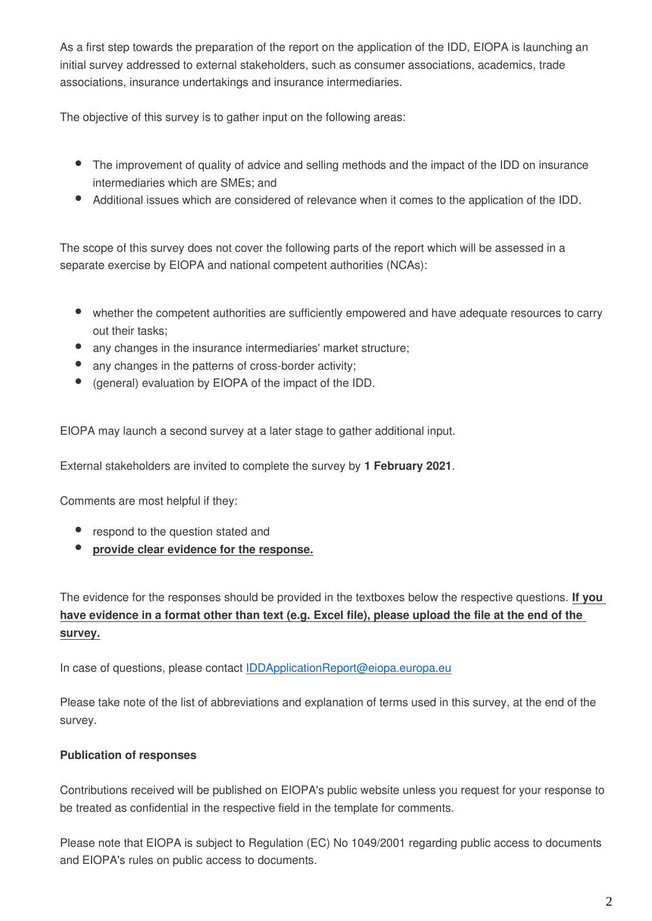As a first step towards the preparation of the report on the application of the IDD, EIOPA is launching an initial survey addressed to external stakeholders, such as consumer associations, academics, trade associations, insurance undertakings and insurance intermediaries.

The objective of this survey is to gather input on the following areas:

- The improvement of quality of advice and selling methods and the impact of the IDD on insurance intermediaries which are SMEs; and
- Additional issues which are considered of relevance when it comes to the application of the IDD.

The scope of this survey does not cover the following parts of the report which will be assessed in a separate exercise by EIOPA and national competent authorities (NCAs):

- whether the competent authorities are sufficiently empowered and have adequate resources to carry out their tasks;
- any changes in the insurance intermediaries' market structure;
- any changes in the patterns of cross-border activity;
- (general) evaluation by EIOPA of the impact of the IDD.

EIOPA may launch a second survey at a later stage to gather additional input.

External stakeholders are invited to complete the survey by **1 February 2021**.

Comments are most helpful if they:

- respond to the question stated and
- **provide clear evidence for the response.**

The evidence for the responses should be provided in the textboxes below the respective questions. **If you have evidence in a format other than text (e.g. Excel file), please upload the file at the end of the survey.**

In case of questions, please contact IDDApplicationReport@eiopa.europa.eu

Please take note of the list of abbreviations and explanation of terms used in this survey, at the end of the survey.

**Publication of responses**

Contributions received will be published on EIOPA's public website unless you request for your response to be treated as confidential in the respective field in the template for comments.

Please note that EIOPA is subject to Regulation (EC) No 1049/2001 regarding public access to documents and EIOPA's rules on public access to documents.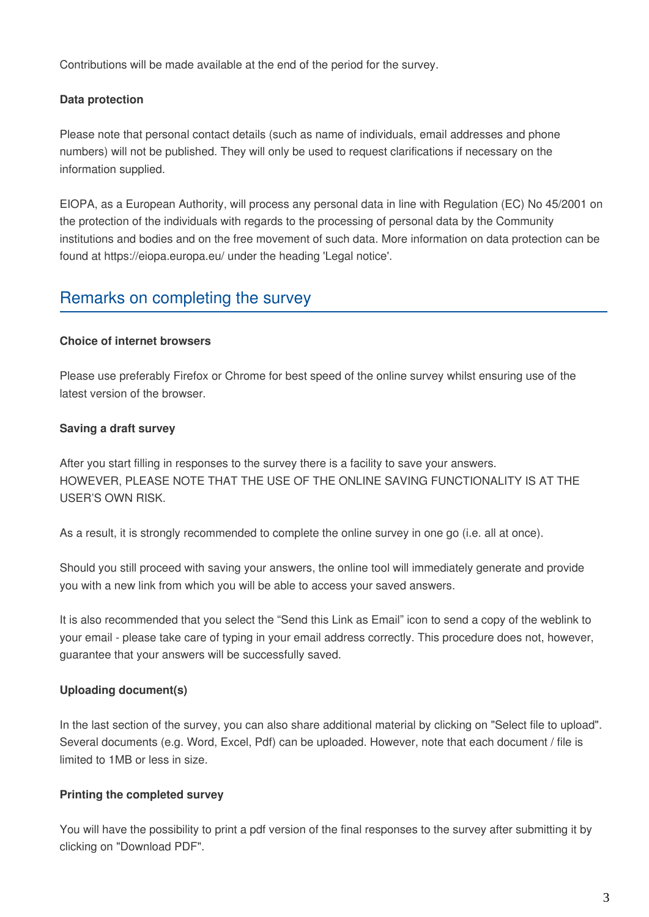Contributions will be made available at the end of the period for the survey.

**Data protection**

Please note that personal contact details (such as name of individuals, email addresses and phone numbers) will not be published. They will only be used to request clarifications if necessary on the information supplied.

EIOPA, as a European Authority, will process any personal data in line with Regulation (EC) No 45/2001 on the protection of the individuals with regards to the processing of personal data by the Community institutions and bodies and on the free movement of such data. More information on data protection can be found at https://eiopa.europa.eu/ under the heading 'Legal notice'.

## Remarks on completing the survey

**Choice of internet browsers**

Please use preferably Firefox or Chrome for best speed of the online survey whilst ensuring use of the latest version of the browser.

**Saving a draft survey**

After you start filling in responses to the survey there is a facility to save your answers.
HOWEVER, PLEASE NOTE THAT THE USE OF THE ONLINE SAVING FUNCTIONALITY IS AT THE USER'S OWN RISK.

As a result, it is strongly recommended to complete the online survey in one go (i.e. all at once).

Should you still proceed with saving your answers, the online tool will immediately generate and provide you with a new link from which you will be able to access your saved answers.

It is also recommended that you select the "Send this Link as Email" icon to send a copy of the weblink to your email - please take care of typing in your email address correctly. This procedure does not, however, guarantee that your answers will be successfully saved.

**Uploading document(s)**

In the last section of the survey, you can also share additional material by clicking on "Select file to upload". Several documents (e.g. Word, Excel, Pdf) can be uploaded. However, note that each document / file is limited to 1MB or less in size.

**Printing the completed survey**

You will have the possibility to print a pdf version of the final responses to the survey after submitting it by clicking on "Download PDF".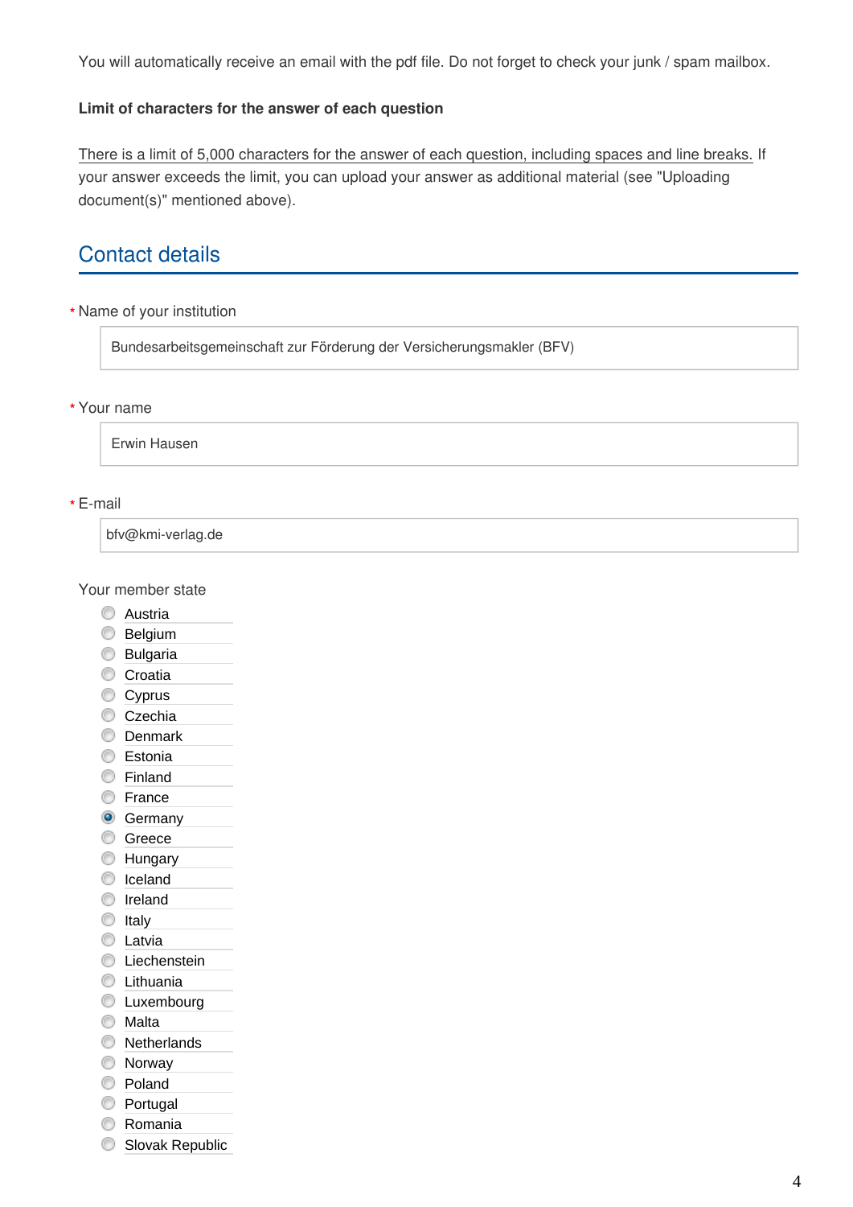You will automatically receive an email with the pdf file. Do not forget to check your junk / spam mailbox.

**Limit of characters for the answer of each question**

There is a limit of 5,000 characters for the answer of each question, including spaces and line breaks. If your answer exceeds the limit, you can upload your answer as additional material (see "Uploading document(s)" mentioned above).

## Contact details

\* Name of your institution

Bundesarbeitsgemeinschaft zur Förderung der Versicherungsmakler (BFV)

\* Your name

Erwin Hausen

\* E-mail

bfv@kmi-verlag.de

Your member state

- ○ Austria
- ○ Belgium
- ○ Bulgaria
- ○ Croatia
- ○ Cyprus
- ○ Czechia
- ○ Denmark
- ○ Estonia
- ○ Finland
- ○ France
- ● Germany
- ○ Greece
- ○ Hungary
- ○ Iceland
- ○ Ireland
- ○ Italy
- ○ Latvia
- ○ Liechenstein
- ○ Lithuania
- ○ Luxembourg
- ○ Malta
- ○ Netherlands
- ○ Norway
- ○ Poland
- ○ Portugal
- ○ Romania
- ○ Slovak Republic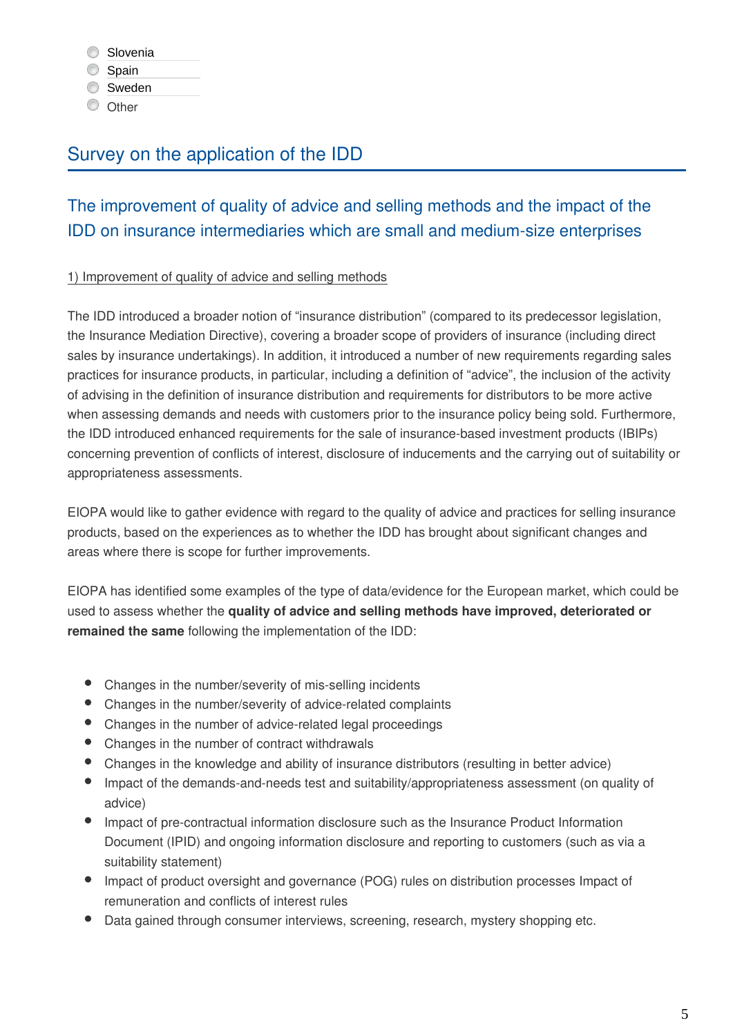- Slovenia
- Spain
- Sweden
- Other

# Survey on the application of the IDD

## The improvement of quality of advice and selling methods and the impact of the IDD on insurance intermediaries which are small and medium-size enterprises

1) Improvement of quality of advice and selling methods

The IDD introduced a broader notion of “insurance distribution” (compared to its predecessor legislation, the Insurance Mediation Directive), covering a broader scope of providers of insurance (including direct sales by insurance undertakings). In addition, it introduced a number of new requirements regarding sales practices for insurance products, in particular, including a definition of “advice”, the inclusion of the activity of advising in the definition of insurance distribution and requirements for distributors to be more active when assessing demands and needs with customers prior to the insurance policy being sold. Furthermore, the IDD introduced enhanced requirements for the sale of insurance-based investment products (IBIPs) concerning prevention of conflicts of interest, disclosure of inducements and the carrying out of suitability or appropriateness assessments.

EIOPA would like to gather evidence with regard to the quality of advice and practices for selling insurance products, based on the experiences as to whether the IDD has brought about significant changes and areas where there is scope for further improvements.

EIOPA has identified some examples of the type of data/evidence for the European market, which could be used to assess whether the **quality of advice and selling methods have improved, deteriorated or remained the same** following the implementation of the IDD:

- Changes in the number/severity of mis-selling incidents
- Changes in the number/severity of advice-related complaints
- Changes in the number of advice-related legal proceedings
- Changes in the number of contract withdrawals
- Changes in the knowledge and ability of insurance distributors (resulting in better advice)
- Impact of the demands-and-needs test and suitability/appropriateness assessment (on quality of advice)
- Impact of pre-contractual information disclosure such as the Insurance Product Information Document (IPID) and ongoing information disclosure and reporting to customers (such as via a suitability statement)
- Impact of product oversight and governance (POG) rules on distribution processes Impact of remuneration and conflicts of interest rules
- Data gained through consumer interviews, screening, research, mystery shopping etc.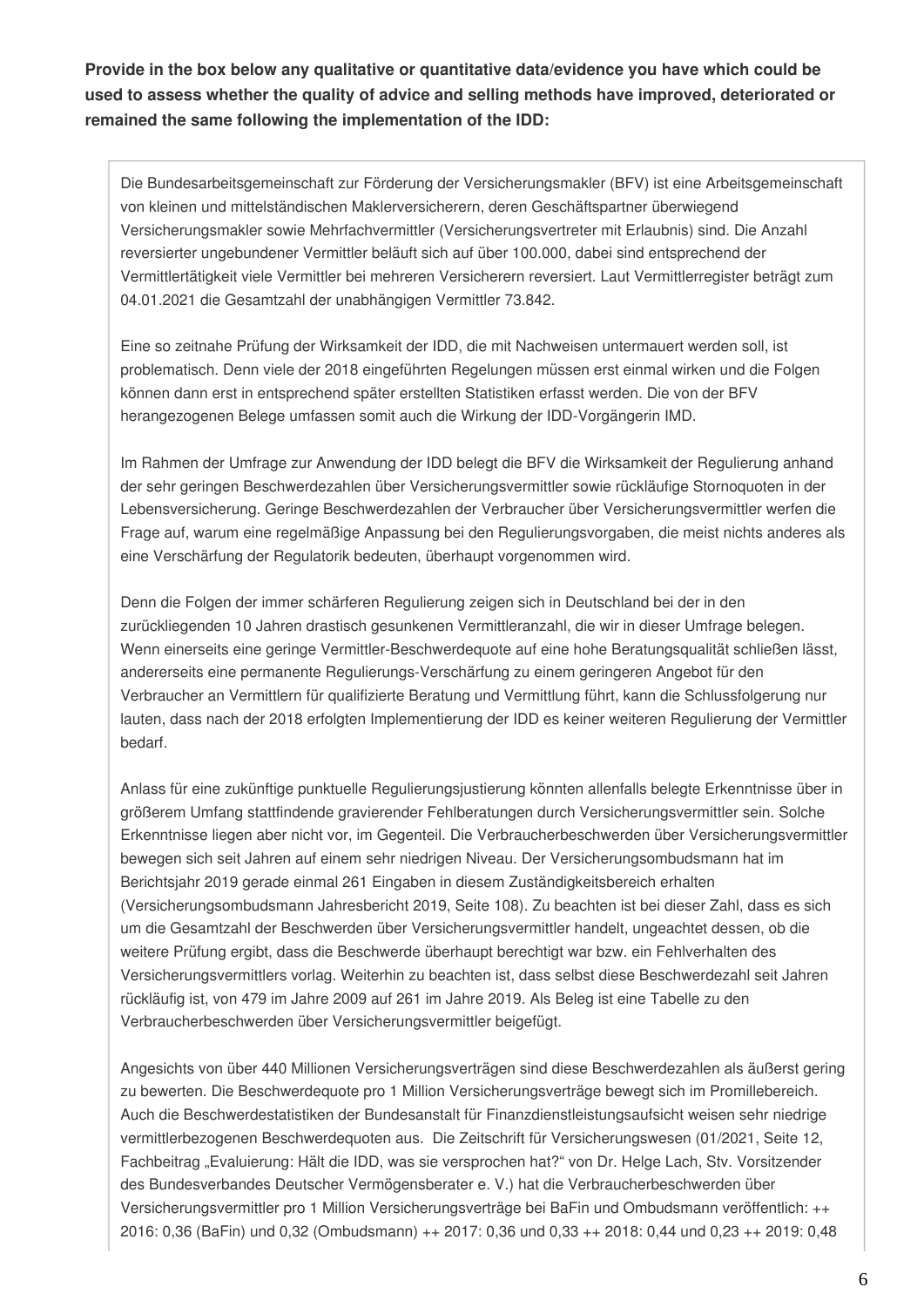**Provide in the box below any qualitative or quantitative data/evidence you have which could be used to assess whether the quality of advice and selling methods have improved, deteriorated or remained the same following the implementation of the IDD:**

Die Bundesarbeitsgemeinschaft zur Förderung der Versicherungsmakler (BFV) ist eine Arbeitsgemeinschaft von kleinen und mittelständischen Maklerversicherern, deren Geschäftspartner überwiegend Versicherungsmakler sowie Mehrfachvermittler (Versicherungsvertreter mit Erlaubnis) sind. Die Anzahl reversierter ungebundener Vermittler beläuft sich auf über 100.000, dabei sind entsprechend der Vermittlertätigkeit viele Vermittler bei mehreren Versicherern reversiert. Laut Vermittlerregister beträgt zum 04.01.2021 die Gesamtzahl der unabhängigen Vermittler 73.842.

Eine so zeitnahe Prüfung der Wirksamkeit der IDD, die mit Nachweisen untermauert werden soll, ist problematisch. Denn viele der 2018 eingeführten Regelungen müssen erst einmal wirken und die Folgen können dann erst in entsprechend später erstellten Statistiken erfasst werden. Die von der BFV herangezogenen Belege umfassen somit auch die Wirkung der IDD-Vorgängerin IMD.

Im Rahmen der Umfrage zur Anwendung der IDD belegt die BFV die Wirksamkeit der Regulierung anhand der sehr geringen Beschwerdezahlen über Versicherungsvermittler sowie rückläufige Stornoquoten in der Lebensversicherung. Geringe Beschwerdezahlen der Verbraucher über Versicherungsvermittler werfen die Frage auf, warum eine regelmäßige Anpassung bei den Regulierungsvorgaben, die meist nichts anderes als eine Verschärfung der Regulatorik bedeuten, überhaupt vorgenommen wird.

Denn die Folgen der immer schärferen Regulierung zeigen sich in Deutschland bei der in den zurückliegenden 10 Jahren drastisch gesunkenen Vermittleranzahl, die wir in dieser Umfrage belegen. Wenn einerseits eine geringe Vermittler-Beschwerdequote auf eine hohe Beratungsqualität schließen lässt, andererseits eine permanente Regulierungs-Verschärfung zu einem geringeren Angebot für den Verbraucher an Vermittlern für qualifizierte Beratung und Vermittlung führt, kann die Schlussfolgerung nur lauten, dass nach der 2018 erfolgten Implementierung der IDD es keiner weiteren Regulierung der Vermittler bedarf.

Anlass für eine zukünftige punktuelle Regulierungsjustierung könnten allenfalls belegte Erkenntnisse über in größerem Umfang stattfindende gravierender Fehlberatungen durch Versicherungsvermittler sein. Solche Erkenntnisse liegen aber nicht vor, im Gegenteil. Die Verbraucherbeschwerden über Versicherungsvermittler bewegen sich seit Jahren auf einem sehr niedrigen Niveau. Der Versicherungsombudsmann hat im Berichtsjahr 2019 gerade einmal 261 Eingaben in diesem Zuständigkeitsbereich erhalten (Versicherungsombudsmann Jahresbericht 2019, Seite 108). Zu beachten ist bei dieser Zahl, dass es sich um die Gesamtzahl der Beschwerden über Versicherungsvermittler handelt, ungeachtet dessen, ob die weitere Prüfung ergibt, dass die Beschwerde überhaupt berechtigt war bzw. ein Fehlverhalten des Versicherungsvermittlers vorlag. Weiterhin zu beachten ist, dass selbst diese Beschwerdezahl seit Jahren rückläufig ist, von 479 im Jahre 2009 auf 261 im Jahre 2019. Als Beleg ist eine Tabelle zu den Verbraucherbeschwerden über Versicherungsvermittler beigefügt.

Angesichts von über 440 Millionen Versicherungsverträgen sind diese Beschwerdezahlen als äußerst gering zu bewerten. Die Beschwerdequote pro 1 Million Versicherungsverträge bewegt sich im Promillebereich. Auch die Beschwerdestatistiken der Bundesanstalt für Finanzdienstleistungsaufsicht weisen sehr niedrige vermittlerbezogenen Beschwerdequoten aus. Die Zeitschrift für Versicherungswesen (01/2021, Seite 12, Fachbeitrag „Evaluierung: Hält die IDD, was sie versprochen hat?" von Dr. Helge Lach, Stv. Vorsitzender des Bundesverbandes Deutscher Vermögensberater e. V.) hat die Verbraucherbeschwerden über Versicherungsvermittler pro 1 Million Versicherungsverträge bei BaFin und Ombudsmann veröffentlicht: ++ 2016: 0,36 (BaFin) und 0,32 (Ombudsmann) ++ 2017: 0,36 und 0,33 ++ 2018: 0,44 und 0,23 ++ 2019: 0,48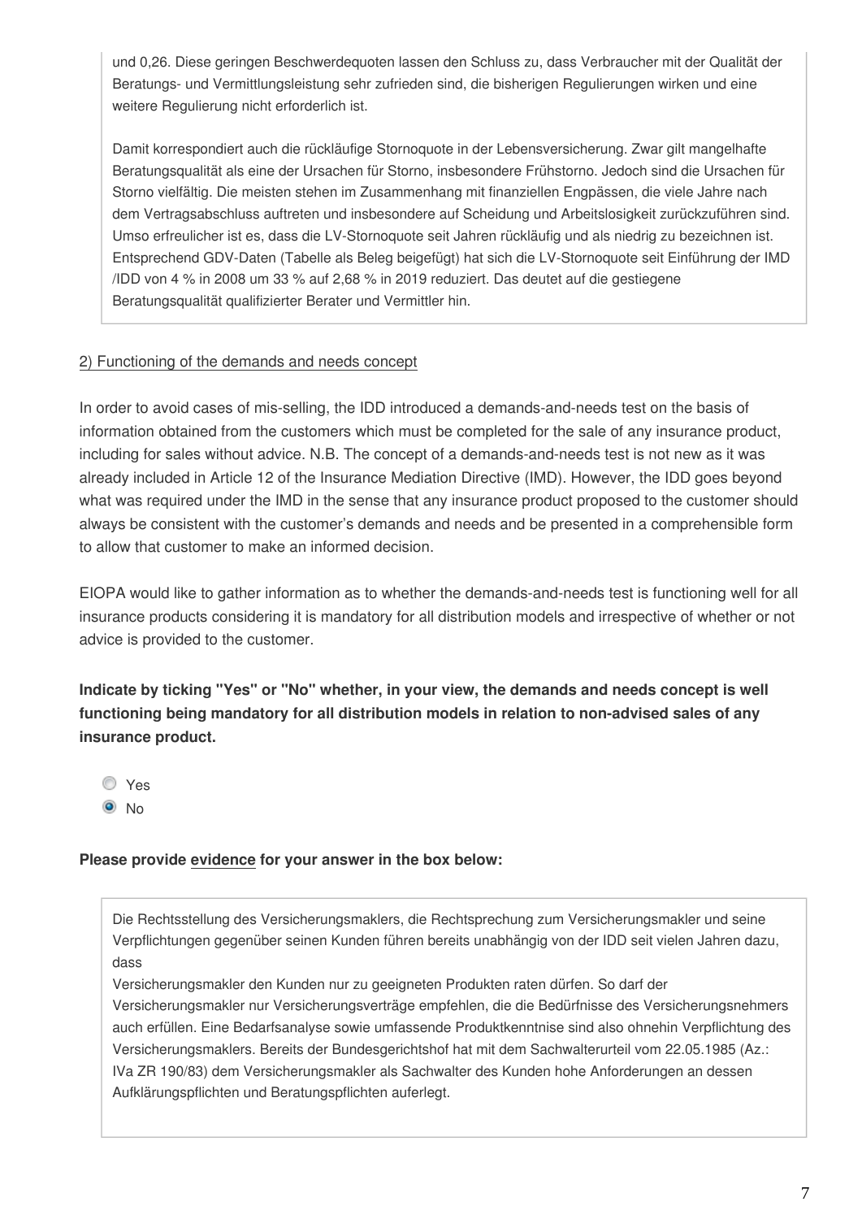und 0,26. Diese geringen Beschwerdequoten lassen den Schluss zu, dass Verbraucher mit der Qualität der Beratungs- und Vermittlungsleistung sehr zufrieden sind, die bisherigen Regulierungen wirken und eine weitere Regulierung nicht erforderlich ist.

Damit korrespondiert auch die rückläufige Stornoquote in der Lebensversicherung. Zwar gilt mangelhafte Beratungsqualität als eine der Ursachen für Storno, insbesondere Frühstorno. Jedoch sind die Ursachen für Storno vielfältig. Die meisten stehen im Zusammenhang mit finanziellen Engpässen, die viele Jahre nach dem Vertragsabschluss auftreten und insbesondere auf Scheidung und Arbeitslosigkeit zurückzuführen sind. Umso erfreulicher ist es, dass die LV-Stornoquote seit Jahren rückläufig und als niedrig zu bezeichnen ist. Entsprechend GDV-Daten (Tabelle als Beleg beigefügt) hat sich die LV-Stornoquote seit Einführung der IMD /IDD von 4 % in 2008 um 33 % auf 2,68 % in 2019 reduziert. Das deutet auf die gestiegene Beratungsqualität qualifizierter Berater und Vermittler hin.

2) Functioning of the demands and needs concept

In order to avoid cases of mis-selling, the IDD introduced a demands-and-needs test on the basis of information obtained from the customers which must be completed for the sale of any insurance product, including for sales without advice. N.B. The concept of a demands-and-needs test is not new as it was already included in Article 12 of the Insurance Mediation Directive (IMD). However, the IDD goes beyond what was required under the IMD in the sense that any insurance product proposed to the customer should always be consistent with the customer's demands and needs and be presented in a comprehensible form to allow that customer to make an informed decision.

EIOPA would like to gather information as to whether the demands-and-needs test is functioning well for all insurance products considering it is mandatory for all distribution models and irrespective of whether or not advice is provided to the customer.

**Indicate by ticking "Yes" or "No" whether, in your view, the demands and needs concept is well functioning being mandatory for all distribution models in relation to non-advised sales of any insurance product.**

- ○ Yes
- ◉ No

**Please provide evidence for your answer in the box below:**

Die Rechtsstellung des Versicherungsmaklers, die Rechtsprechung zum Versicherungsmakler und seine Verpflichtungen gegenüber seinen Kunden führen bereits unabhängig von der IDD seit vielen Jahren dazu, dass
Versicherungsmakler den Kunden nur zu geeigneten Produkten raten dürfen. So darf der Versicherungsmakler nur Versicherungsverträge empfehlen, die die Bedürfnisse des Versicherungsnehmers auch erfüllen. Eine Bedarfsanalyse sowie umfassende Produktkenntnise sind also ohnehin Verpflichtung des Versicherungsmaklers. Bereits der Bundesgerichtshof hat mit dem Sachwalterurteil vom 22.05.1985 (Az.: IVa ZR 190/83) dem Versicherungsmakler als Sachwalter des Kunden hohe Anforderungen an dessen Aufklärungspflichten und Beratungspflichten auferlegt.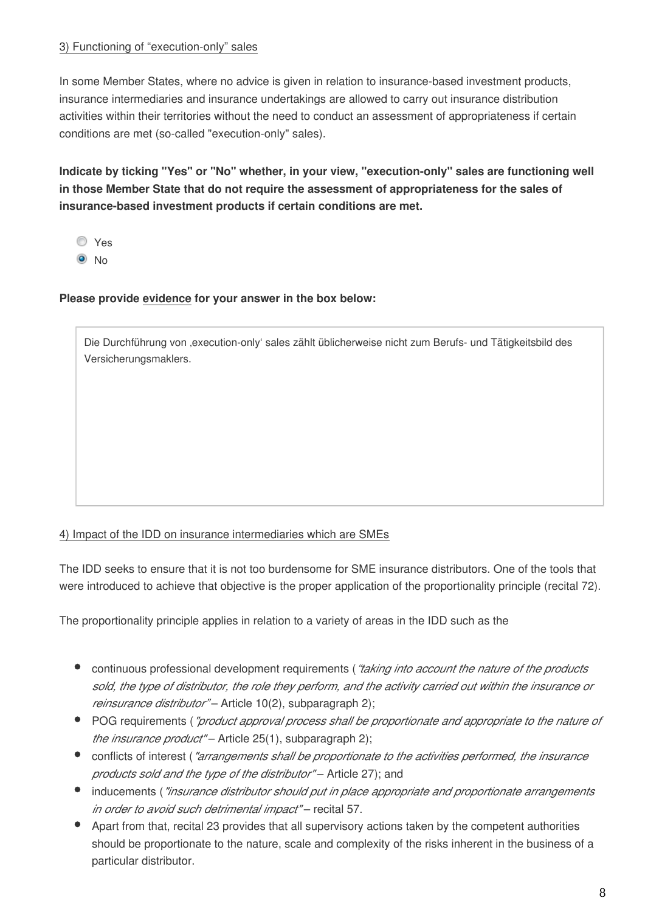3) Functioning of “execution-only” sales

In some Member States, where no advice is given in relation to insurance-based investment products, insurance intermediaries and insurance undertakings are allowed to carry out insurance distribution activities within their territories without the need to conduct an assessment of appropriateness if certain conditions are met (so-called "execution-only" sales).

**Indicate by ticking "Yes" or "No" whether, in your view, "execution-only" sales are functioning well in those Member State that do not require the assessment of appropriateness for the sales of insurance-based investment products if certain conditions are met.**

- ○ Yes
- ◉ No

**Please provide evidence for your answer in the box below:**

Die Durchführung von ‚execution-only‘ sales zählt üblicherweise nicht zum Berufs- und Tätigkeitsbild des Versicherungsmaklers.

4) Impact of the IDD on insurance intermediaries which are SMEs

The IDD seeks to ensure that it is not too burdensome for SME insurance distributors. One of the tools that were introduced to achieve that objective is the proper application of the proportionality principle (recital 72).

The proportionality principle applies in relation to a variety of areas in the IDD such as the

- continuous professional development requirements (*“taking into account the nature of the products sold, the type of distributor, the role they perform, and the activity carried out within the insurance or reinsurance distributor”* – Article 10(2), subparagraph 2);
- POG requirements (*"product approval process shall be proportionate and appropriate to the nature of the insurance product"* – Article 25(1), subparagraph 2);
- conflicts of interest (*"arrangements shall be proportionate to the activities performed, the insurance products sold and the type of the distributor"* – Article 27); and
- inducements (*"insurance distributor should put in place appropriate and proportionate arrangements in order to avoid such detrimental impact"* – recital 57.
- Apart from that, recital 23 provides that all supervisory actions taken by the competent authorities should be proportionate to the nature, scale and complexity of the risks inherent in the business of a particular distributor.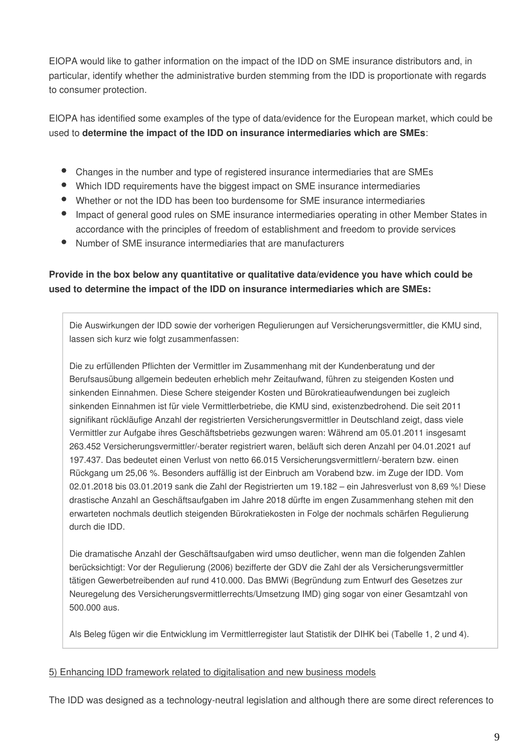EIOPA would like to gather information on the impact of the IDD on SME insurance distributors and, in particular, identify whether the administrative burden stemming from the IDD is proportionate with regards to consumer protection.

EIOPA has identified some examples of the type of data/evidence for the European market, which could be used to **determine the impact of the IDD on insurance intermediaries which are SMEs**:

- Changes in the number and type of registered insurance intermediaries that are SMEs
- Which IDD requirements have the biggest impact on SME insurance intermediaries
- Whether or not the IDD has been too burdensome for SME insurance intermediaries
- Impact of general good rules on SME insurance intermediaries operating in other Member States in accordance with the principles of freedom of establishment and freedom to provide services
- Number of SME insurance intermediaries that are manufacturers

**Provide in the box below any quantitative or qualitative data/evidence you have which could be used to determine the impact of the IDD on insurance intermediaries which are SMEs:**

Die Auswirkungen der IDD sowie der vorherigen Regulierungen auf Versicherungsvermittler, die KMU sind, lassen sich kurz wie folgt zusammenfassen:

Die zu erfüllenden Pflichten der Vermittler im Zusammenhang mit der Kundenberatung und der Berufsausübung allgemein bedeuten erheblich mehr Zeitaufwand, führen zu steigenden Kosten und sinkenden Einnahmen. Diese Schere steigender Kosten und Bürokratieaufwendungen bei zugleich sinkenden Einnahmen ist für viele Vermittlerbetriebe, die KMU sind, existenzbedrohend. Die seit 2011 signifikant rückläufige Anzahl der registrierten Versicherungsvermittler in Deutschland zeigt, dass viele Vermittler zur Aufgabe ihres Geschäftsbetriebs gezwungen waren: Während am 05.01.2011 insgesamt 263.452 Versicherungsvermittler/-berater registriert waren, beläuft sich deren Anzahl per 04.01.2021 auf 197.437. Das bedeutet einen Verlust von netto 66.015 Versicherungsvermittlern/-beratern bzw. einen Rückgang um 25,06 %. Besonders auffällig ist der Einbruch am Vorabend bzw. im Zuge der IDD. Vom 02.01.2018 bis 03.01.2019 sank die Zahl der Registrierten um 19.182 – ein Jahresverlust von 8,69 %! Diese drastische Anzahl an Geschäftsaufgaben im Jahre 2018 dürfte im engen Zusammenhang stehen mit den erwarteten nochmals deutlich steigenden Bürokratiekosten in Folge der nochmals schärfen Regulierung durch die IDD.

Die dramatische Anzahl der Geschäftsaufgaben wird umso deutlicher, wenn man die folgenden Zahlen berücksichtigt: Vor der Regulierung (2006) bezifferte der GDV die Zahl der als Versicherungsvermittler tätigen Gewerbetreibenden auf rund 410.000. Das BMWi (Begründung zum Entwurf des Gesetzes zur Neuregelung des Versicherungsvermittlerrechts/Umsetzung IMD) ging sogar von einer Gesamtzahl von 500.000 aus.

Als Beleg fügen wir die Entwicklung im Vermittlerregister laut Statistik der DIHK bei (Tabelle 1, 2 und 4).

5) Enhancing IDD framework related to digitalisation and new business models

The IDD was designed as a technology-neutral legislation and although there are some direct references to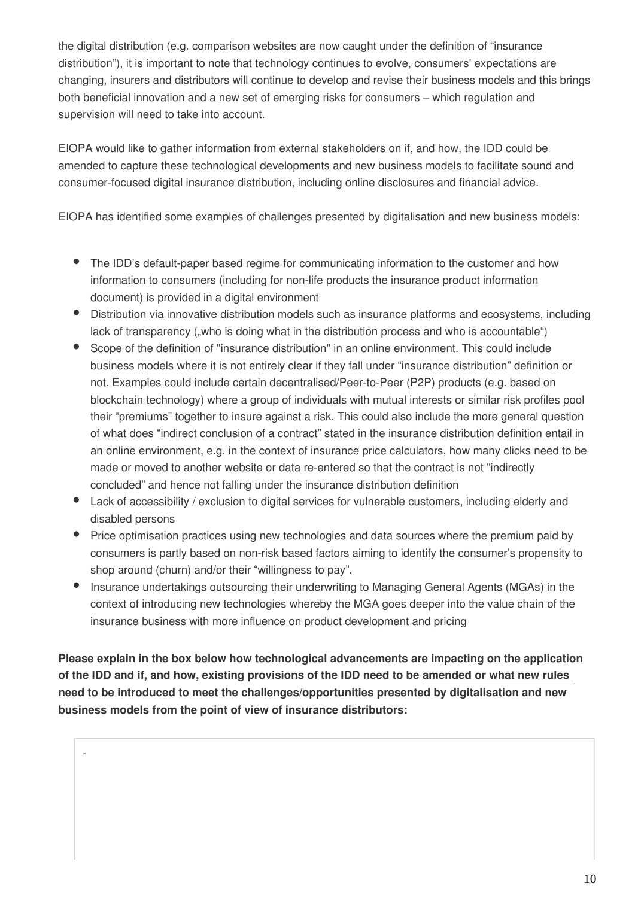the digital distribution (e.g. comparison websites are now caught under the definition of "insurance distribution"), it is important to note that technology continues to evolve, consumers' expectations are changing, insurers and distributors will continue to develop and revise their business models and this brings both beneficial innovation and a new set of emerging risks for consumers – which regulation and supervision will need to take into account.

EIOPA would like to gather information from external stakeholders on if, and how, the IDD could be amended to capture these technological developments and new business models to facilitate sound and consumer-focused digital insurance distribution, including online disclosures and financial advice.

EIOPA has identified some examples of challenges presented by digitalisation and new business models:

- The IDD's default-paper based regime for communicating information to the customer and how information to consumers (including for non-life products the insurance product information document) is provided in a digital environment
- Distribution via innovative distribution models such as insurance platforms and ecosystems, including lack of transparency („who is doing what in the distribution process and who is accountable")
- Scope of the definition of "insurance distribution" in an online environment. This could include business models where it is not entirely clear if they fall under "insurance distribution" definition or not. Examples could include certain decentralised/Peer-to-Peer (P2P) products (e.g. based on blockchain technology) where a group of individuals with mutual interests or similar risk profiles pool their "premiums" together to insure against a risk. This could also include the more general question of what does "indirect conclusion of a contract" stated in the insurance distribution definition entail in an online environment, e.g. in the context of insurance price calculators, how many clicks need to be made or moved to another website or data re-entered so that the contract is not "indirectly concluded" and hence not falling under the insurance distribution definition
- Lack of accessibility / exclusion to digital services for vulnerable customers, including elderly and disabled persons
- Price optimisation practices using new technologies and data sources where the premium paid by consumers is partly based on non-risk based factors aiming to identify the consumer's propensity to shop around (churn) and/or their "willingness to pay".
- Insurance undertakings outsourcing their underwriting to Managing General Agents (MGAs) in the context of introducing new technologies whereby the MGA goes deeper into the value chain of the insurance business with more influence on product development and pricing

**Please explain in the box below how technological advancements are impacting on the application of the IDD and if, and how, existing provisions of the IDD need to be amended or what new rules need to be introduced to meet the challenges/opportunities presented by digitalisation and new business models from the point of view of insurance distributors:**

-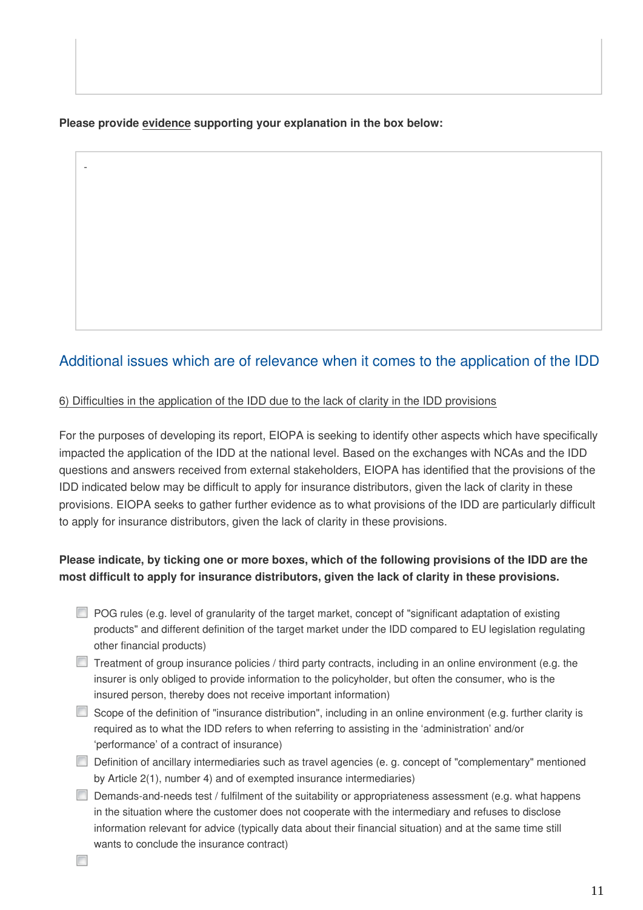**Please provide evidence supporting your explanation in the box below:**

-

## Additional issues which are of relevance when it comes to the application of the IDD

6) Difficulties in the application of the IDD due to the lack of clarity in the IDD provisions

For the purposes of developing its report, EIOPA is seeking to identify other aspects which have specifically impacted the application of the IDD at the national level. Based on the exchanges with NCAs and the IDD questions and answers received from external stakeholders, EIOPA has identified that the provisions of the IDD indicated below may be difficult to apply for insurance distributors, given the lack of clarity in these provisions. EIOPA seeks to gather further evidence as to what provisions of the IDD are particularly difficult to apply for insurance distributors, given the lack of clarity in these provisions.

**Please indicate, by ticking one or more boxes, which of the following provisions of the IDD are the most difficult to apply for insurance distributors, given the lack of clarity in these provisions.**

- [ ] POG rules (e.g. level of granularity of the target market, concept of "significant adaptation of existing products" and different definition of the target market under the IDD compared to EU legislation regulating other financial products)
- [ ] Treatment of group insurance policies / third party contracts, including in an online environment (e.g. the insurer is only obliged to provide information to the policyholder, but often the consumer, who is the insured person, thereby does not receive important information)
- [ ] Scope of the definition of "insurance distribution", including in an online environment (e.g. further clarity is required as to what the IDD refers to when referring to assisting in the 'administration' and/or 'performance' of a contract of insurance)
- [ ] Definition of ancillary intermediaries such as travel agencies (e. g. concept of "complementary" mentioned by Article 2(1), number 4) and of exempted insurance intermediaries)
- [ ] Demands-and-needs test / fulfilment of the suitability or appropriateness assessment (e.g. what happens in the situation where the customer does not cooperate with the intermediary and refuses to disclose information relevant for advice (typically data about their financial situation) and at the same time still wants to conclude the insurance contract)
- [ ]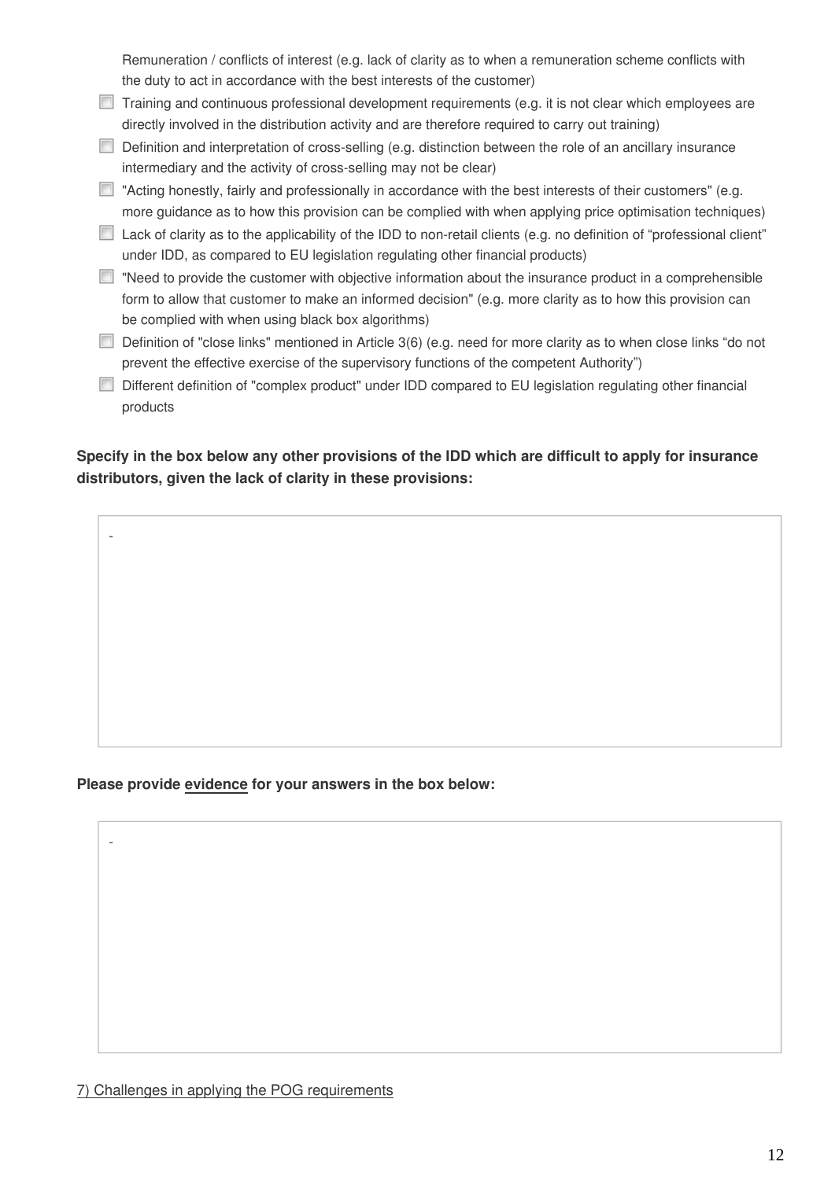Remuneration / conflicts of interest (e.g. lack of clarity as to when a remuneration scheme conflicts with the duty to act in accordance with the best interests of the customer)

- [ ] Training and continuous professional development requirements (e.g. it is not clear which employees are directly involved in the distribution activity and are therefore required to carry out training)
- [ ] Definition and interpretation of cross-selling (e.g. distinction between the role of an ancillary insurance intermediary and the activity of cross-selling may not be clear)
- [ ] "Acting honestly, fairly and professionally in accordance with the best interests of their customers" (e.g. more guidance as to how this provision can be complied with when applying price optimisation techniques)
- [ ] Lack of clarity as to the applicability of the IDD to non-retail clients (e.g. no definition of "professional client" under IDD, as compared to EU legislation regulating other financial products)
- [ ] "Need to provide the customer with objective information about the insurance product in a comprehensible form to allow that customer to make an informed decision" (e.g. more clarity as to how this provision can be complied with when using black box algorithms)
- [ ] Definition of "close links" mentioned in Article 3(6) (e.g. need for more clarity as to when close links "do not prevent the effective exercise of the supervisory functions of the competent Authority")
- [ ] Different definition of "complex product" under IDD compared to EU legislation regulating other financial products

**Specify in the box below any other provisions of the IDD which are difficult to apply for insurance distributors, given the lack of clarity in these provisions:**

-

**Please provide evidence for your answers in the box below:**

-

7) Challenges in applying the POG requirements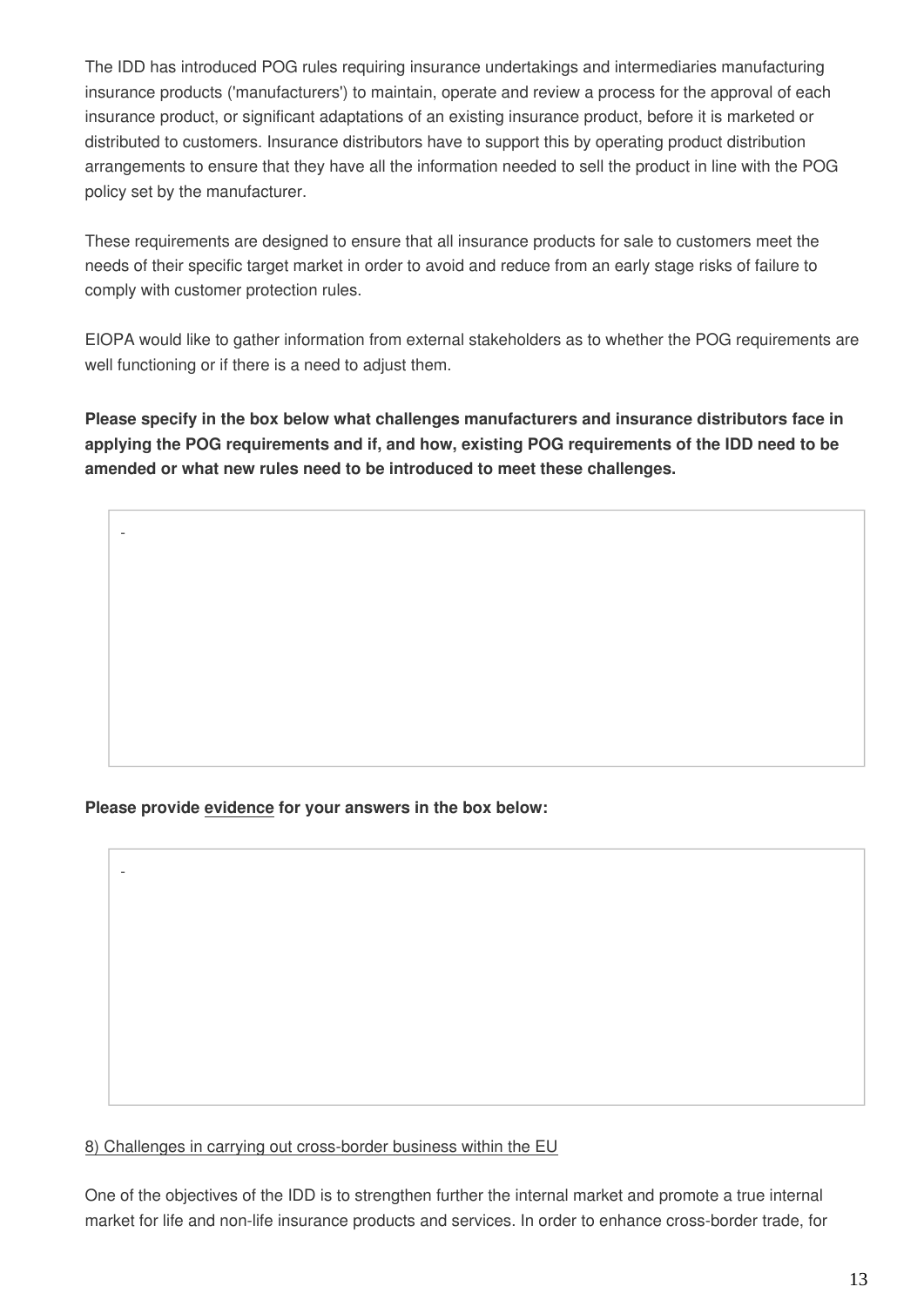The IDD has introduced POG rules requiring insurance undertakings and intermediaries manufacturing insurance products ('manufacturers') to maintain, operate and review a process for the approval of each insurance product, or significant adaptations of an existing insurance product, before it is marketed or distributed to customers. Insurance distributors have to support this by operating product distribution arrangements to ensure that they have all the information needed to sell the product in line with the POG policy set by the manufacturer.

These requirements are designed to ensure that all insurance products for sale to customers meet the needs of their specific target market in order to avoid and reduce from an early stage risks of failure to comply with customer protection rules.

EIOPA would like to gather information from external stakeholders as to whether the POG requirements are well functioning or if there is a need to adjust them.

**Please specify in the box below what challenges manufacturers and insurance distributors face in applying the POG requirements and if, and how, existing POG requirements of the IDD need to be amended or what new rules need to be introduced to meet these challenges.**

-

**Please provide evidence for your answers in the box below:**

-

8) Challenges in carrying out cross-border business within the EU

One of the objectives of the IDD is to strengthen further the internal market and promote a true internal market for life and non-life insurance products and services. In order to enhance cross-border trade, for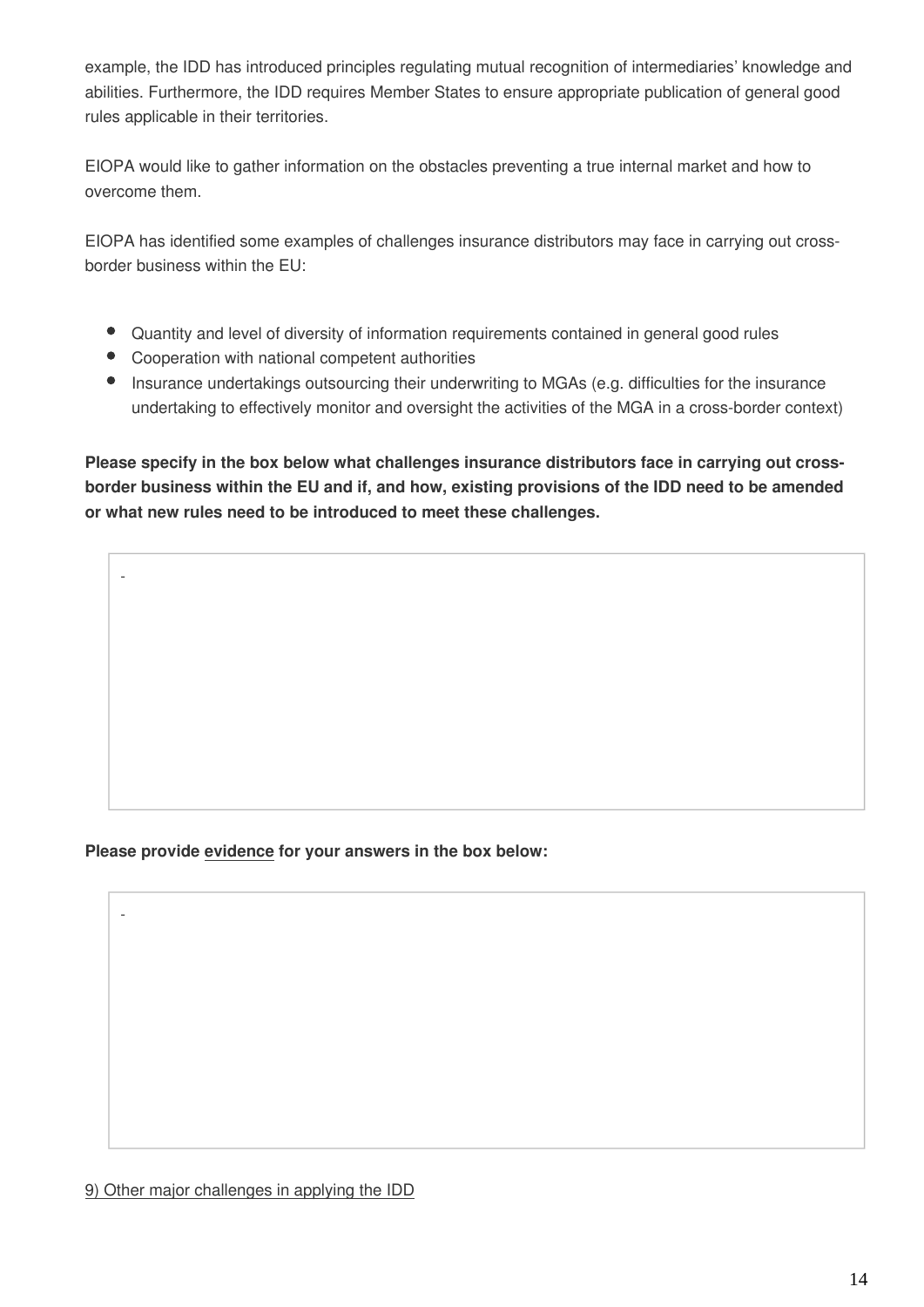example, the IDD has introduced principles regulating mutual recognition of intermediaries' knowledge and abilities. Furthermore, the IDD requires Member States to ensure appropriate publication of general good rules applicable in their territories.

EIOPA would like to gather information on the obstacles preventing a true internal market and how to overcome them.

EIOPA has identified some examples of challenges insurance distributors may face in carrying out cross-border business within the EU:

- Quantity and level of diversity of information requirements contained in general good rules
- Cooperation with national competent authorities
- Insurance undertakings outsourcing their underwriting to MGAs (e.g. difficulties for the insurance undertaking to effectively monitor and oversight the activities of the MGA in a cross-border context)

**Please specify in the box below what challenges insurance distributors face in carrying out cross-border business within the EU and if, and how, existing provisions of the IDD need to be amended or what new rules need to be introduced to meet these challenges.**

-

**Please provide evidence for your answers in the box below:**

-

9) Other major challenges in applying the IDD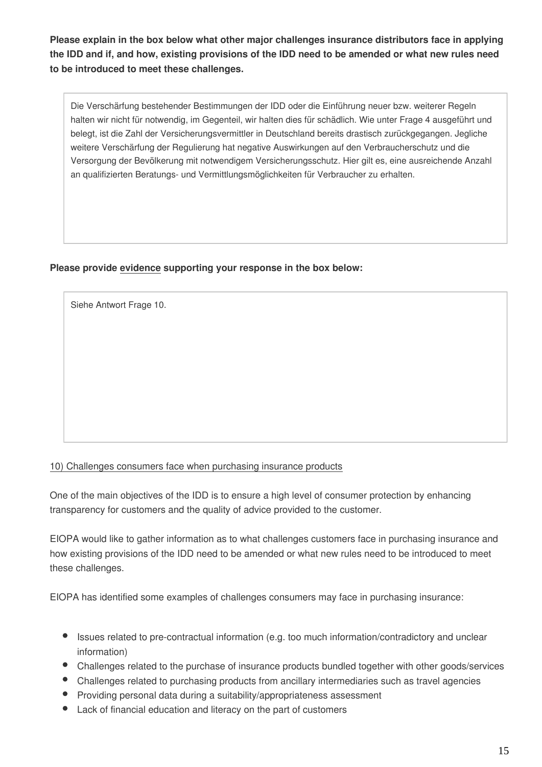**Please explain in the box below what other major challenges insurance distributors face in applying the IDD and if, and how, existing provisions of the IDD need to be amended or what new rules need to be introduced to meet these challenges.**

> Die Verschärfung bestehender Bestimmungen der IDD oder die Einführung neuer bzw. weiterer Regeln halten wir nicht für notwendig, im Gegenteil, wir halten dies für schädlich. Wie unter Frage 4 ausgeführt und belegt, ist die Zahl der Versicherungsvermittler in Deutschland bereits drastisch zurückgegangen. Jegliche weitere Verschärfung der Regulierung hat negative Auswirkungen auf den Verbraucherschutz und die Versorgung der Bevölkerung mit notwendigem Versicherungsschutz. Hier gilt es, eine ausreichende Anzahl an qualifizierten Beratungs- und Vermittlungsmöglichkeiten für Verbraucher zu erhalten.

**Please provide evidence supporting your response in the box below:**

> Siehe Antwort Frage 10.

10) Challenges consumers face when purchasing insurance products

One of the main objectives of the IDD is to ensure a high level of consumer protection by enhancing transparency for customers and the quality of advice provided to the customer.

EIOPA would like to gather information as to what challenges customers face in purchasing insurance and how existing provisions of the IDD need to be amended or what new rules need to be introduced to meet these challenges.

EIOPA has identified some examples of challenges consumers may face in purchasing insurance:

- Issues related to pre-contractual information (e.g. too much information/contradictory and unclear information)
- Challenges related to the purchase of insurance products bundled together with other goods/services
- Challenges related to purchasing products from ancillary intermediaries such as travel agencies
- Providing personal data during a suitability/appropriateness assessment
- Lack of financial education and literacy on the part of customers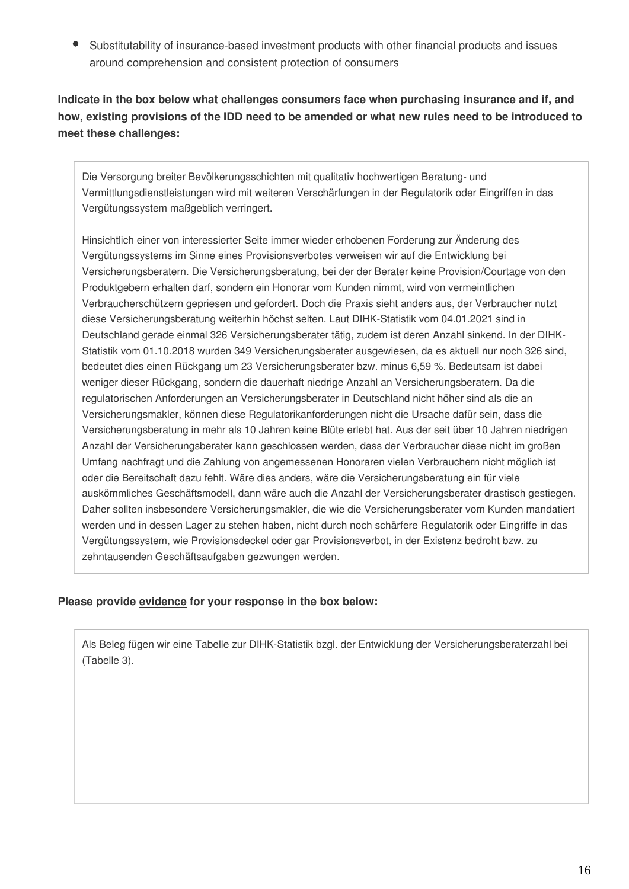- Substitutability of insurance-based investment products with other financial products and issues around comprehension and consistent protection of consumers

**Indicate in the box below what challenges consumers face when purchasing insurance and if, and how, existing provisions of the IDD need to be amended or what new rules need to be introduced to meet these challenges:**

Die Versorgung breiter Bevölkerungsschichten mit qualitativ hochwertigen Beratung- und Vermittlungsdienstleistungen wird mit weiteren Verschärfungen in der Regulatorik oder Eingriffen in das Vergütungssystem maßgeblich verringert.

Hinsichtlich einer von interessierter Seite immer wieder erhobenen Forderung zur Änderung des Vergütungssystems im Sinne eines Provisionsverbotes verweisen wir auf die Entwicklung bei Versicherungsberatern. Die Versicherungsberatung, bei der der Berater keine Provision/Courtage von den Produktgebern erhalten darf, sondern ein Honorar vom Kunden nimmt, wird von vermeintlichen Verbraucherschützern gepriesen und gefordert. Doch die Praxis sieht anders aus, der Verbraucher nutzt diese Versicherungsberatung weiterhin höchst selten. Laut DIHK-Statistik vom 04.01.2021 sind in Deutschland gerade einmal 326 Versicherungsberater tätig, zudem ist deren Anzahl sinkend. In der DIHK-Statistik vom 01.10.2018 wurden 349 Versicherungsberater ausgewiesen, da es aktuell nur noch 326 sind, bedeutet dies einen Rückgang um 23 Versicherungsberater bzw. minus 6,59 %. Bedeutsam ist dabei weniger dieser Rückgang, sondern die dauerhaft niedrige Anzahl an Versicherungsberatern. Da die regulatorischen Anforderungen an Versicherungsberater in Deutschland nicht höher sind als die an Versicherungsmakler, können diese Regulatorikanforderungen nicht die Ursache dafür sein, dass die Versicherungsberatung in mehr als 10 Jahren keine Blüte erlebt hat. Aus der seit über 10 Jahren niedrigen Anzahl der Versicherungsberater kann geschlossen werden, dass der Verbraucher diese nicht im großen Umfang nachfragt und die Zahlung von angemessenen Honoraren vielen Verbrauchern nicht möglich ist oder die Bereitschaft dazu fehlt. Wäre dies anders, wäre die Versicherungsberatung ein für viele auskömmliches Geschäftsmodell, dann wäre auch die Anzahl der Versicherungsberater drastisch gestiegen. Daher sollten insbesondere Versicherungsmakler, die wie die Versicherungsberater vom Kunden mandatiert werden und in dessen Lager zu stehen haben, nicht durch noch schärfere Regulatorik oder Eingriffe in das Vergütungssystem, wie Provisionsdeckel oder gar Provisionsverbot, in der Existenz bedroht bzw. zu zehntausenden Geschäftsaufgaben gezwungen werden.

**Please provide evidence for your response in the box below:**

Als Beleg fügen wir eine Tabelle zur DIHK-Statistik bzgl. der Entwicklung der Versicherungsberaterzahl bei (Tabelle 3).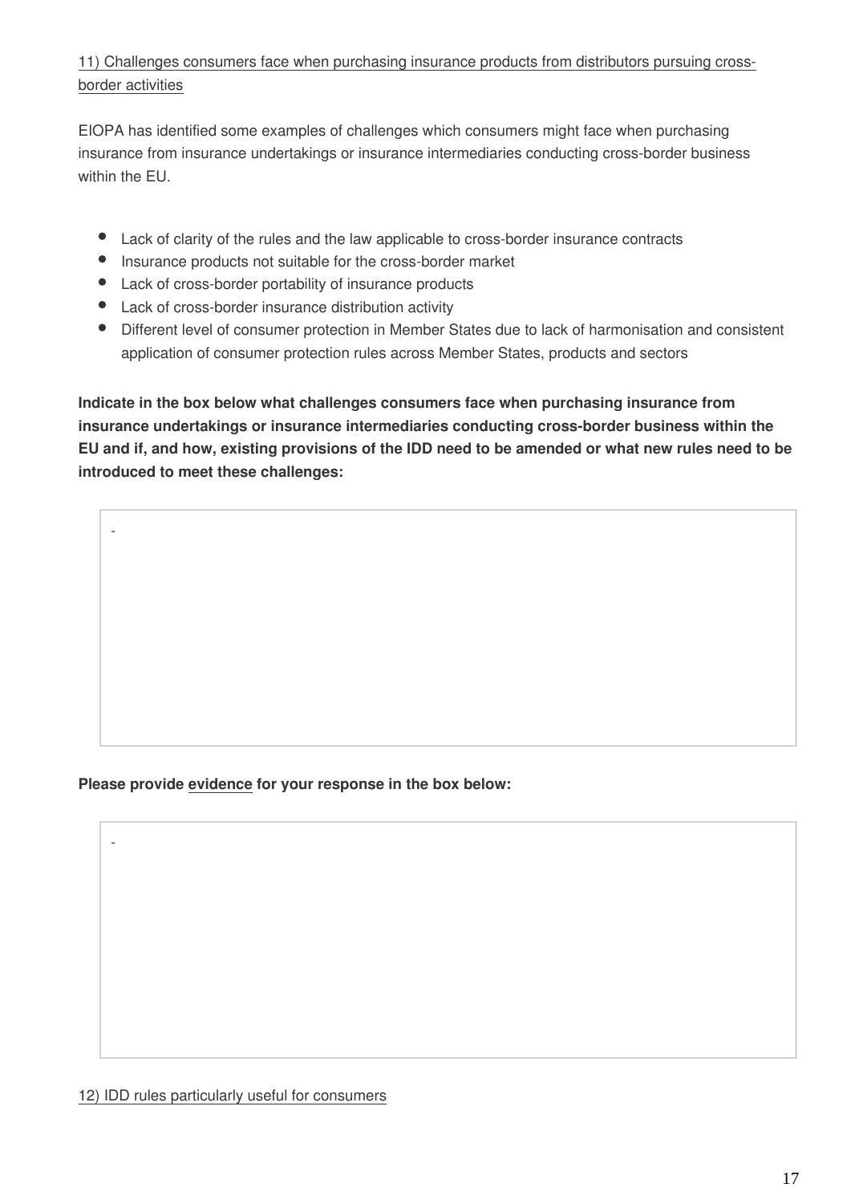11) Challenges consumers face when purchasing insurance products from distributors pursuing cross-border activities

EIOPA has identified some examples of challenges which consumers might face when purchasing insurance from insurance undertakings or insurance intermediaries conducting cross-border business within the EU.

- Lack of clarity of the rules and the law applicable to cross-border insurance contracts
- Insurance products not suitable for the cross-border market
- Lack of cross-border portability of insurance products
- Lack of cross-border insurance distribution activity
- Different level of consumer protection in Member States due to lack of harmonisation and consistent application of consumer protection rules across Member States, products and sectors

**Indicate in the box below what challenges consumers face when purchasing insurance from insurance undertakings or insurance intermediaries conducting cross-border business within the EU and if, and how, existing provisions of the IDD need to be amended or what new rules need to be introduced to meet these challenges:**

-

**Please provide evidence for your response in the box below:**

-

12) IDD rules particularly useful for consumers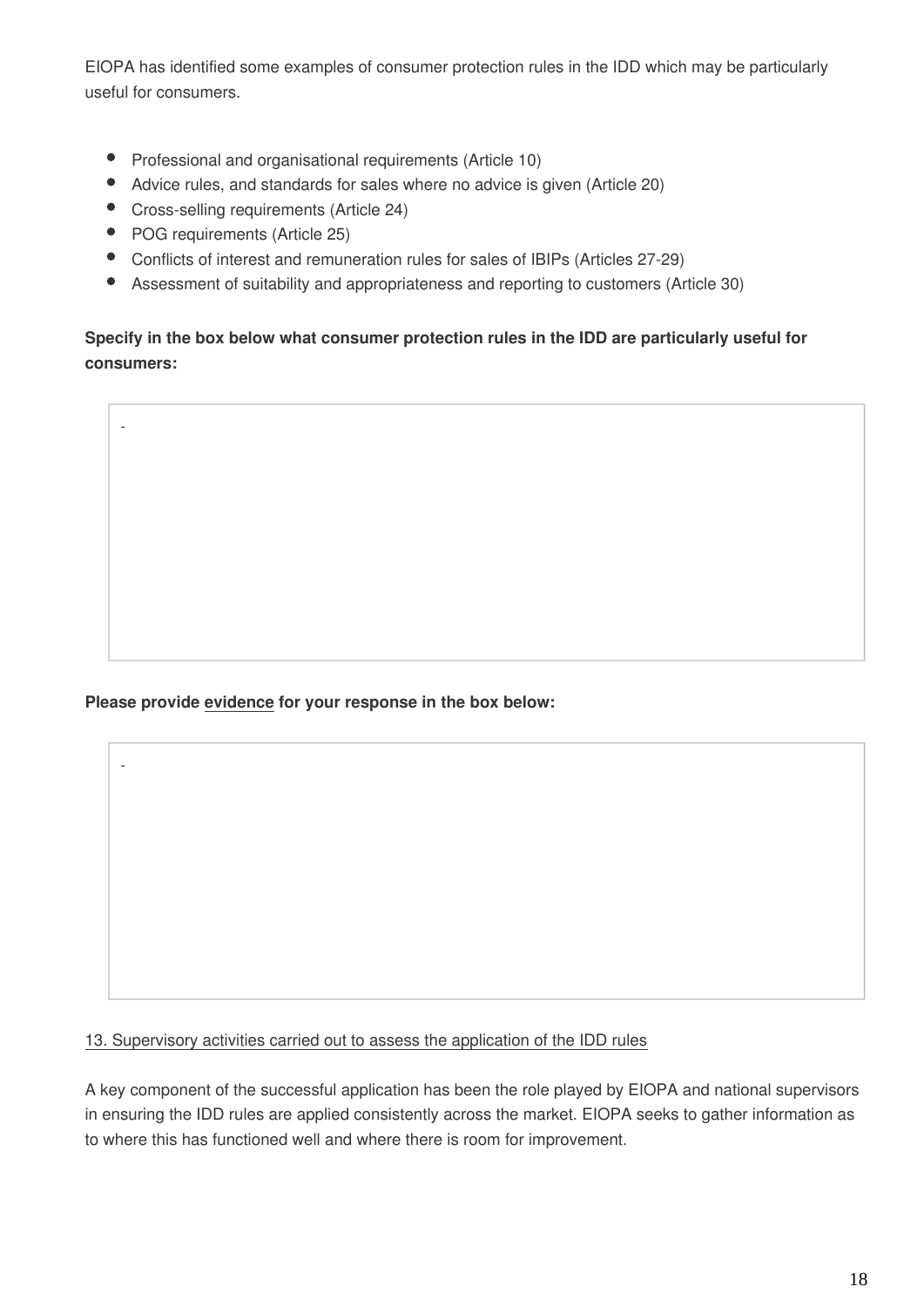EIOPA has identified some examples of consumer protection rules in the IDD which may be particularly useful for consumers.

- Professional and organisational requirements (Article 10)
- Advice rules, and standards for sales where no advice is given (Article 20)
- Cross-selling requirements (Article 24)
- POG requirements (Article 25)
- Conflicts of interest and remuneration rules for sales of IBIPs (Articles 27-29)
- Assessment of suitability and appropriateness and reporting to customers (Article 30)

**Specify in the box below what consumer protection rules in the IDD are particularly useful for consumers:**

-

**Please provide evidence for your response in the box below:**

-

13. Supervisory activities carried out to assess the application of the IDD rules

A key component of the successful application has been the role played by EIOPA and national supervisors in ensuring the IDD rules are applied consistently across the market. EIOPA seeks to gather information as to where this has functioned well and where there is room for improvement.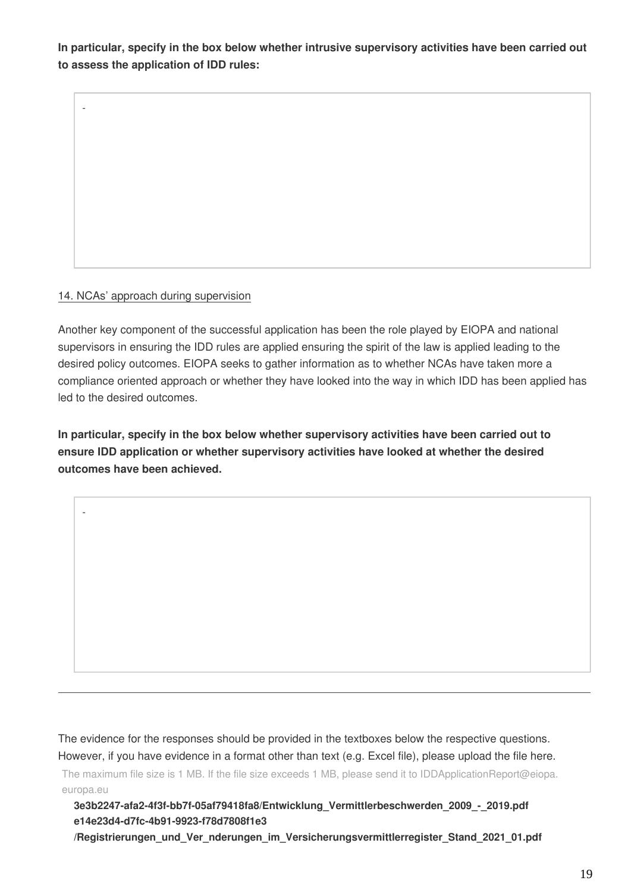**In particular, specify in the box below whether intrusive supervisory activities have been carried out to assess the application of IDD rules:**

-

14. NCAs' approach during supervision

Another key component of the successful application has been the role played by EIOPA and national supervisors in ensuring the IDD rules are applied ensuring the spirit of the law is applied leading to the desired policy outcomes. EIOPA seeks to gather information as to whether NCAs have taken more a compliance oriented approach or whether they have looked into the way in which IDD has been applied has led to the desired outcomes.

**In particular, specify in the box below whether supervisory activities have been carried out to ensure IDD application or whether supervisory activities have looked at whether the desired outcomes have been achieved.**

-

---

The evidence for the responses should be provided in the textboxes below the respective questions. However, if you have evidence in a format other than text (e.g. Excel file), please upload the file here.

The maximum file size is 1 MB. If the file size exceeds 1 MB, please send it to IDDApplicationReport@eiopa.europa.eu

**3e3b2247-afa2-4f3f-bb7f-05af79418fa8/Entwicklung_Vermittlerbeschwerden_2009_-_2019.pdf**
**e14e23d4-d7fc-4b91-9923-f78d7808f1e3/Registrierungen_und_Ver_nderungen_im_Versicherungsvermittlerregister_Stand_2021_01.pdf**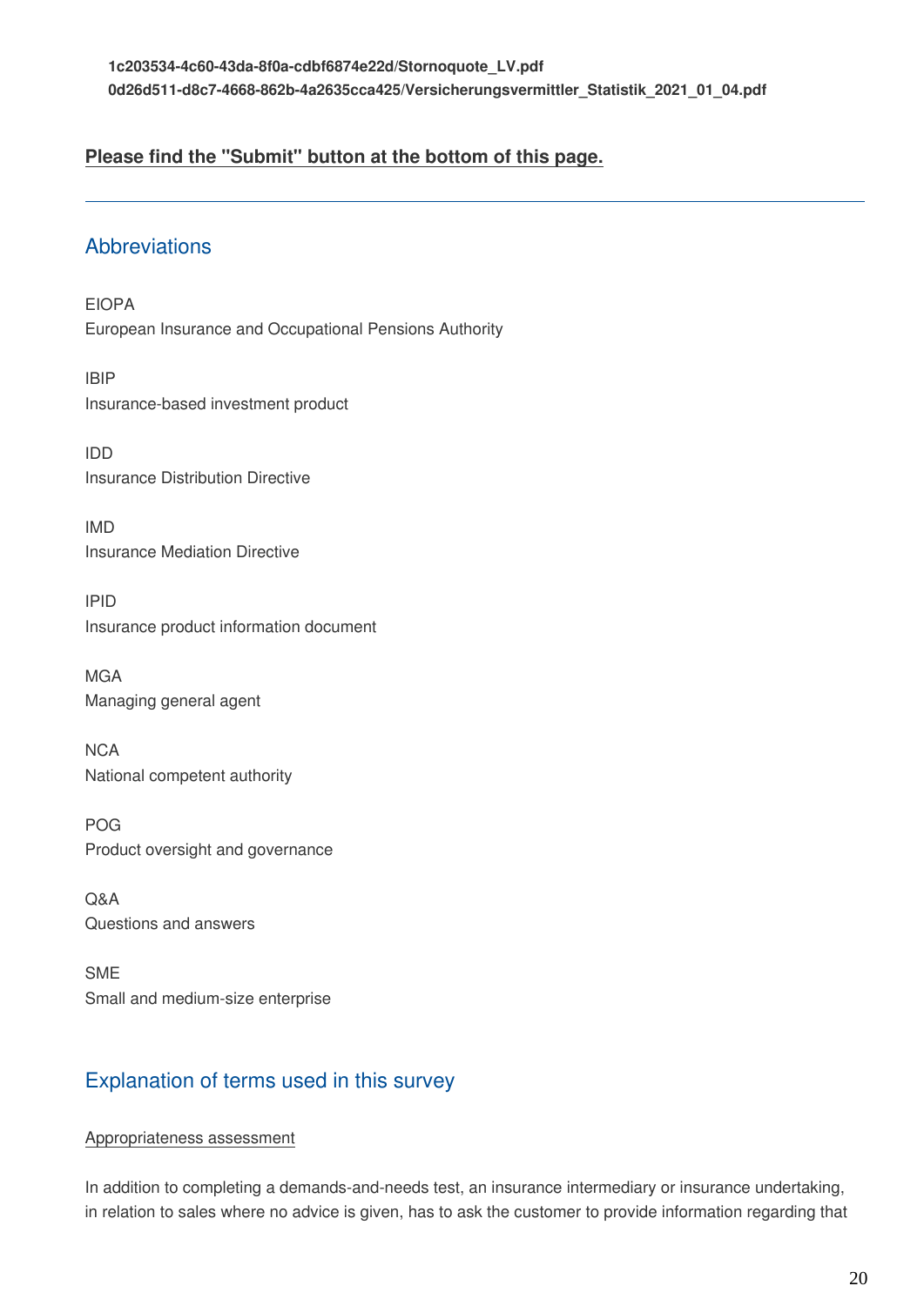**1c203534-4c60-43da-8f0a-cdbf6874e22d/Stornoquote_LV.pdf**
**0d26d511-d8c7-4668-862b-4a2635cca425/Versicherungsvermittler_Statistik_2021_01_04.pdf**

**Please find the "Submit" button at the bottom of this page.**

---

## Abbreviations

EIOPA
European Insurance and Occupational Pensions Authority

IBIP
Insurance-based investment product

IDD
Insurance Distribution Directive

IMD
Insurance Mediation Directive

IPID
Insurance product information document

MGA
Managing general agent

NCA
National competent authority

POG
Product oversight and governance

Q&A
Questions and answers

SME
Small and medium-size enterprise

## Explanation of terms used in this survey

Appropriateness assessment

In addition to completing a demands-and-needs test, an insurance intermediary or insurance undertaking, in relation to sales where no advice is given, has to ask the customer to provide information regarding that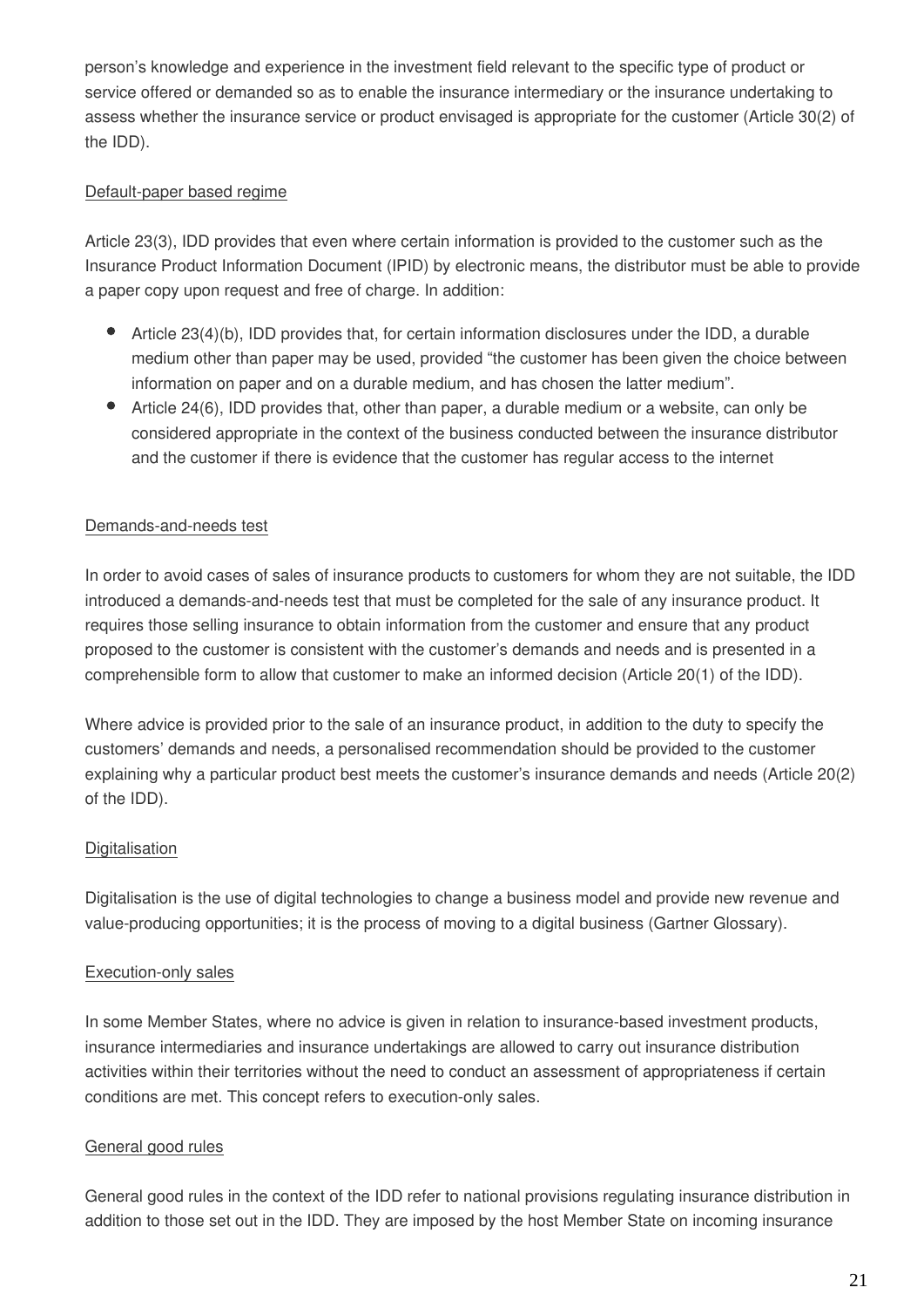person's knowledge and experience in the investment field relevant to the specific type of product or service offered or demanded so as to enable the insurance intermediary or the insurance undertaking to assess whether the insurance service or product envisaged is appropriate for the customer (Article 30(2) of the IDD).

Default-paper based regime

Article 23(3), IDD provides that even where certain information is provided to the customer such as the Insurance Product Information Document (IPID) by electronic means, the distributor must be able to provide a paper copy upon request and free of charge. In addition:

- Article 23(4)(b), IDD provides that, for certain information disclosures under the IDD, a durable medium other than paper may be used, provided "the customer has been given the choice between information on paper and on a durable medium, and has chosen the latter medium".
- Article 24(6), IDD provides that, other than paper, a durable medium or a website, can only be considered appropriate in the context of the business conducted between the insurance distributor and the customer if there is evidence that the customer has regular access to the internet

Demands-and-needs test

In order to avoid cases of sales of insurance products to customers for whom they are not suitable, the IDD introduced a demands-and-needs test that must be completed for the sale of any insurance product. It requires those selling insurance to obtain information from the customer and ensure that any product proposed to the customer is consistent with the customer's demands and needs and is presented in a comprehensible form to allow that customer to make an informed decision (Article 20(1) of the IDD).

Where advice is provided prior to the sale of an insurance product, in addition to the duty to specify the customers' demands and needs, a personalised recommendation should be provided to the customer explaining why a particular product best meets the customer's insurance demands and needs (Article 20(2) of the IDD).

Digitalisation

Digitalisation is the use of digital technologies to change a business model and provide new revenue and value-producing opportunities; it is the process of moving to a digital business (Gartner Glossary).

Execution-only sales

In some Member States, where no advice is given in relation to insurance-based investment products, insurance intermediaries and insurance undertakings are allowed to carry out insurance distribution activities within their territories without the need to conduct an assessment of appropriateness if certain conditions are met. This concept refers to execution-only sales.

General good rules

General good rules in the context of the IDD refer to national provisions regulating insurance distribution in addition to those set out in the IDD. They are imposed by the host Member State on incoming insurance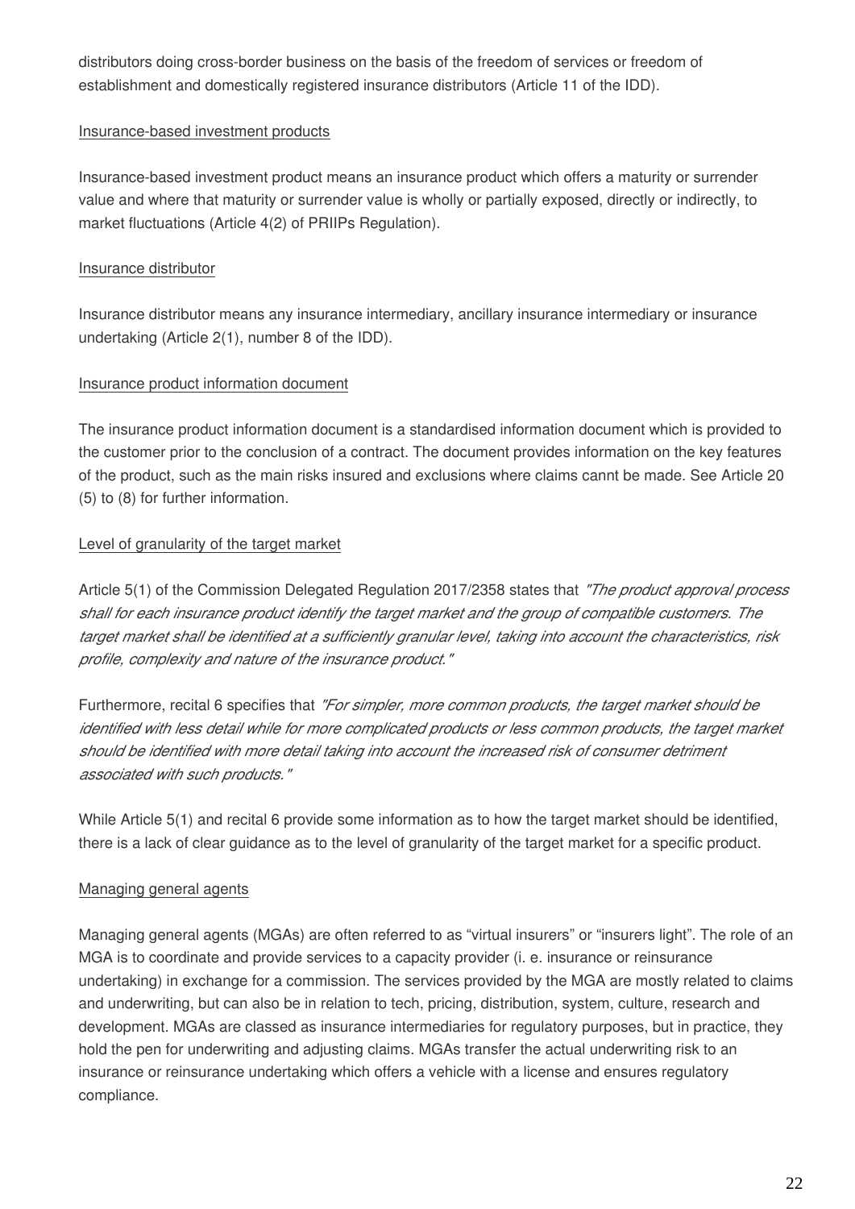distributors doing cross-border business on the basis of the freedom of services or freedom of establishment and domestically registered insurance distributors (Article 11 of the IDD).

Insurance-based investment products

Insurance-based investment product means an insurance product which offers a maturity or surrender value and where that maturity or surrender value is wholly or partially exposed, directly or indirectly, to market fluctuations (Article 4(2) of PRIIPs Regulation).

Insurance distributor

Insurance distributor means any insurance intermediary, ancillary insurance intermediary or insurance undertaking (Article 2(1), number 8 of the IDD).

Insurance product information document

The insurance product information document is a standardised information document which is provided to the customer prior to the conclusion of a contract. The document provides information on the key features of the product, such as the main risks insured and exclusions where claims cannt be made. See Article 20 (5) to (8) for further information.

Level of granularity of the target market

Article 5(1) of the Commission Delegated Regulation 2017/2358 states that *"The product approval process shall for each insurance product identify the target market and the group of compatible customers. The target market shall be identified at a sufficiently granular level, taking into account the characteristics, risk profile, complexity and nature of the insurance product."*

Furthermore, recital 6 specifies that *"For simpler, more common products, the target market should be identified with less detail while for more complicated products or less common products, the target market should be identified with more detail taking into account the increased risk of consumer detriment associated with such products."*

While Article 5(1) and recital 6 provide some information as to how the target market should be identified, there is a lack of clear guidance as to the level of granularity of the target market for a specific product.

Managing general agents

Managing general agents (MGAs) are often referred to as "virtual insurers" or "insurers light". The role of an MGA is to coordinate and provide services to a capacity provider (i. e. insurance or reinsurance undertaking) in exchange for a commission. The services provided by the MGA are mostly related to claims and underwriting, but can also be in relation to tech, pricing, distribution, system, culture, research and development. MGAs are classed as insurance intermediaries for regulatory purposes, but in practice, they hold the pen for underwriting and adjusting claims. MGAs transfer the actual underwriting risk to an insurance or reinsurance undertaking which offers a vehicle with a license and ensures regulatory compliance.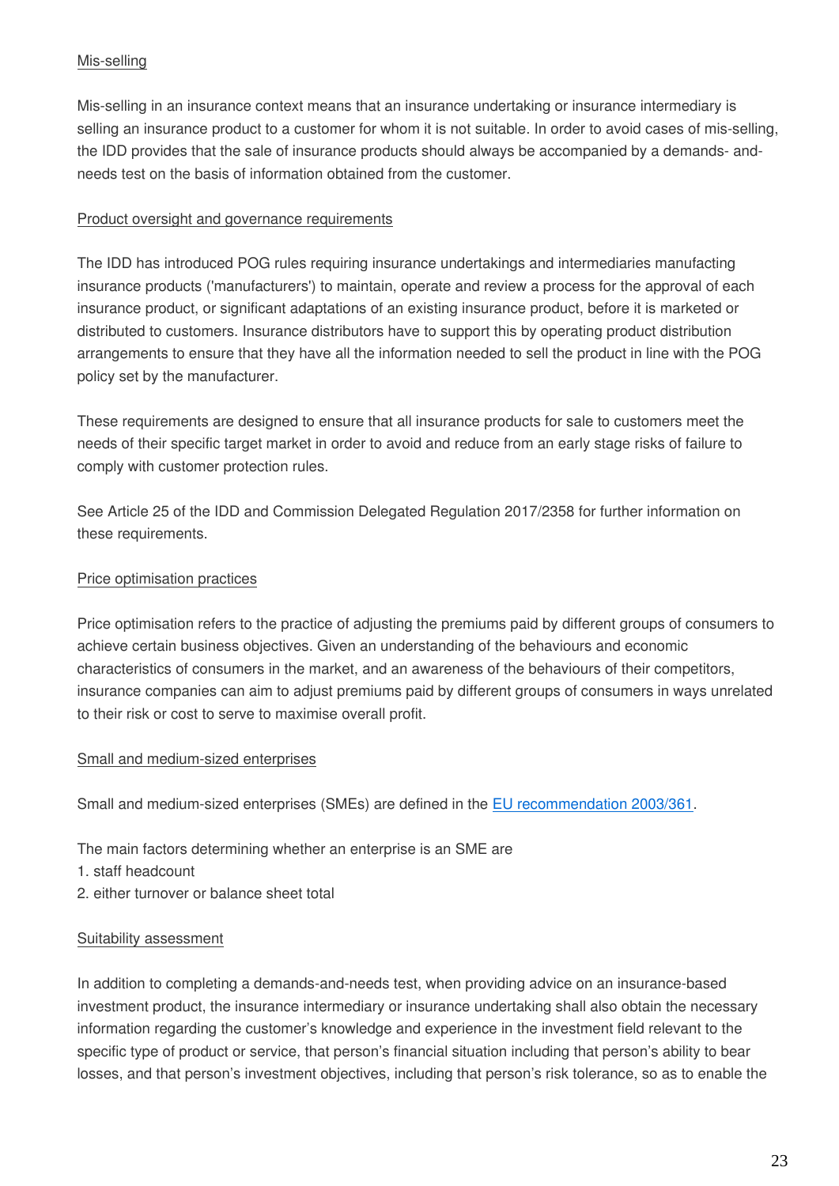<u>Mis-selling</u>

Mis-selling in an insurance context means that an insurance undertaking or insurance intermediary is selling an insurance product to a customer for whom it is not suitable. In order to avoid cases of mis-selling, the IDD provides that the sale of insurance products should always be accompanied by a demands- and-needs test on the basis of information obtained from the customer.

<u>Product oversight and governance requirements</u>

The IDD has introduced POG rules requiring insurance undertakings and intermediaries manufacting insurance products ('manufacturers') to maintain, operate and review a process for the approval of each insurance product, or significant adaptations of an existing insurance product, before it is marketed or distributed to customers. Insurance distributors have to support this by operating product distribution arrangements to ensure that they have all the information needed to sell the product in line with the POG policy set by the manufacturer.

These requirements are designed to ensure that all insurance products for sale to customers meet the needs of their specific target market in order to avoid and reduce from an early stage risks of failure to comply with customer protection rules.

See Article 25 of the IDD and Commission Delegated Regulation 2017/2358 for further information on these requirements.

<u>Price optimisation practices</u>

Price optimisation refers to the practice of adjusting the premiums paid by different groups of consumers to achieve certain business objectives. Given an understanding of the behaviours and economic characteristics of consumers in the market, and an awareness of the behaviours of their competitors, insurance companies can aim to adjust premiums paid by different groups of consumers in ways unrelated to their risk or cost to serve to maximise overall profit.

<u>Small and medium-sized enterprises</u>

Small and medium-sized enterprises (SMEs) are defined in the EU recommendation 2003/361.

The main factors determining whether an enterprise is an SME are
1. staff headcount
2. either turnover or balance sheet total

<u>Suitability assessment</u>

In addition to completing a demands-and-needs test, when providing advice on an insurance-based investment product, the insurance intermediary or insurance undertaking shall also obtain the necessary information regarding the customer's knowledge and experience in the investment field relevant to the specific type of product or service, that person's financial situation including that person's ability to bear losses, and that person's investment objectives, including that person's risk tolerance, so as to enable the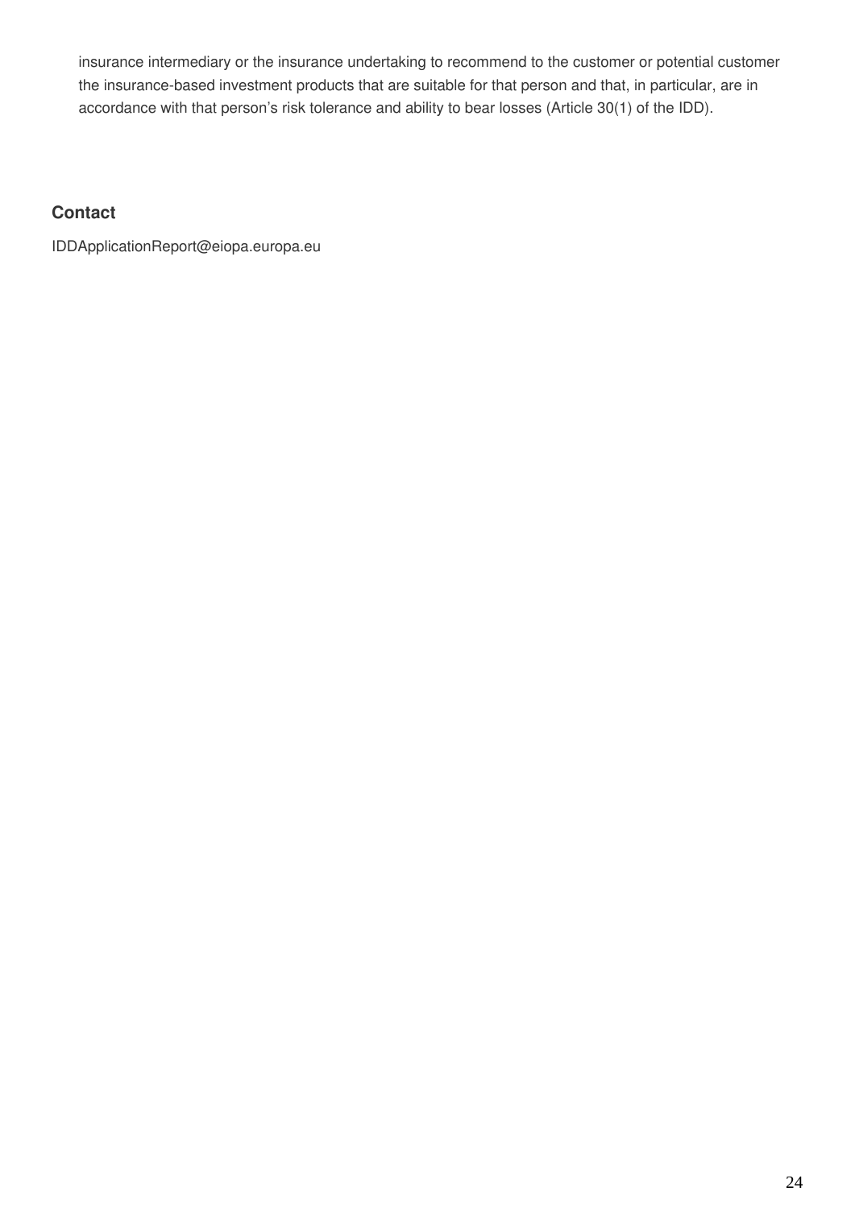insurance intermediary or the insurance undertaking to recommend to the customer or potential customer the insurance-based investment products that are suitable for that person and that, in particular, are in accordance with that person's risk tolerance and ability to bear losses (Article 30(1) of the IDD).

## Contact

IDDApplicationReport@eiopa.europa.eu